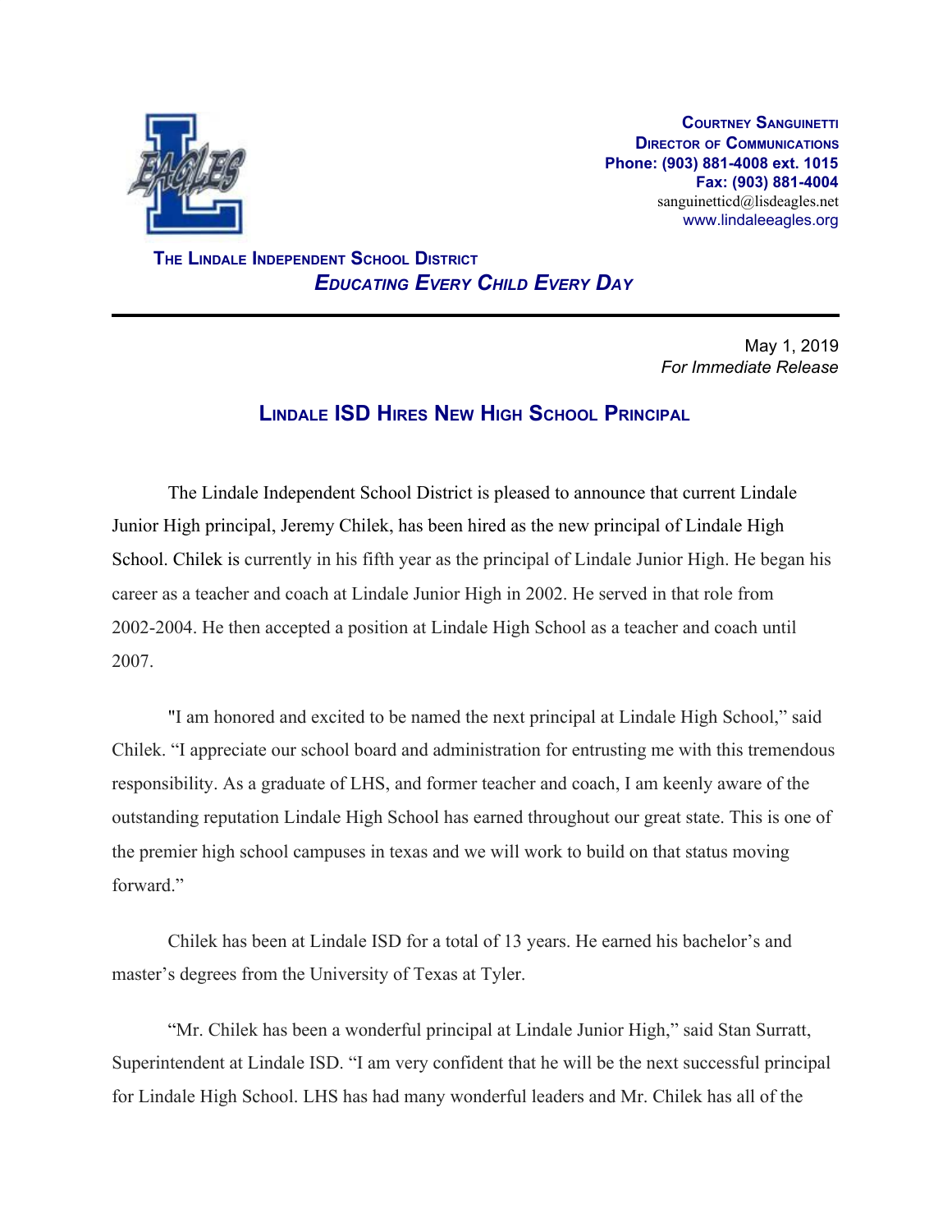**Courtney Sanguinetti**
**Director of Communications**
**Phone: (903) 881-4008 ext. 1015**
**Fax: (903) 881-4004**
sanguinetticd@lisdeagles.net
www.lindaleeagles.org

**The Lindale Independent School District**
***Educating Every Child Every Day***

---

May 1, 2019
*For Immediate Release*

## Lindale ISD Hires New High School Principal

The Lindale Independent School District is pleased to announce that current Lindale Junior High principal, Jeremy Chilek, has been hired as the new principal of Lindale High School. Chilek is currently in his fifth year as the principal of Lindale Junior High. He began his career as a teacher and coach at Lindale Junior High in 2002. He served in that role from 2002-2004. He then accepted a position at Lindale High School as a teacher and coach until 2007.

"I am honored and excited to be named the next principal at Lindale High School," said Chilek. "I appreciate our school board and administration for entrusting me with this tremendous responsibility. As a graduate of LHS, and former teacher and coach, I am keenly aware of the outstanding reputation Lindale High School has earned throughout our great state. This is one of the premier high school campuses in texas and we will work to build on that status moving forward."

Chilek has been at Lindale ISD for a total of 13 years. He earned his bachelor's and master's degrees from the University of Texas at Tyler.

"Mr. Chilek has been a wonderful principal at Lindale Junior High," said Stan Surratt, Superintendent at Lindale ISD. "I am very confident that he will be the next successful principal for Lindale High School. LHS has had many wonderful leaders and Mr. Chilek has all of the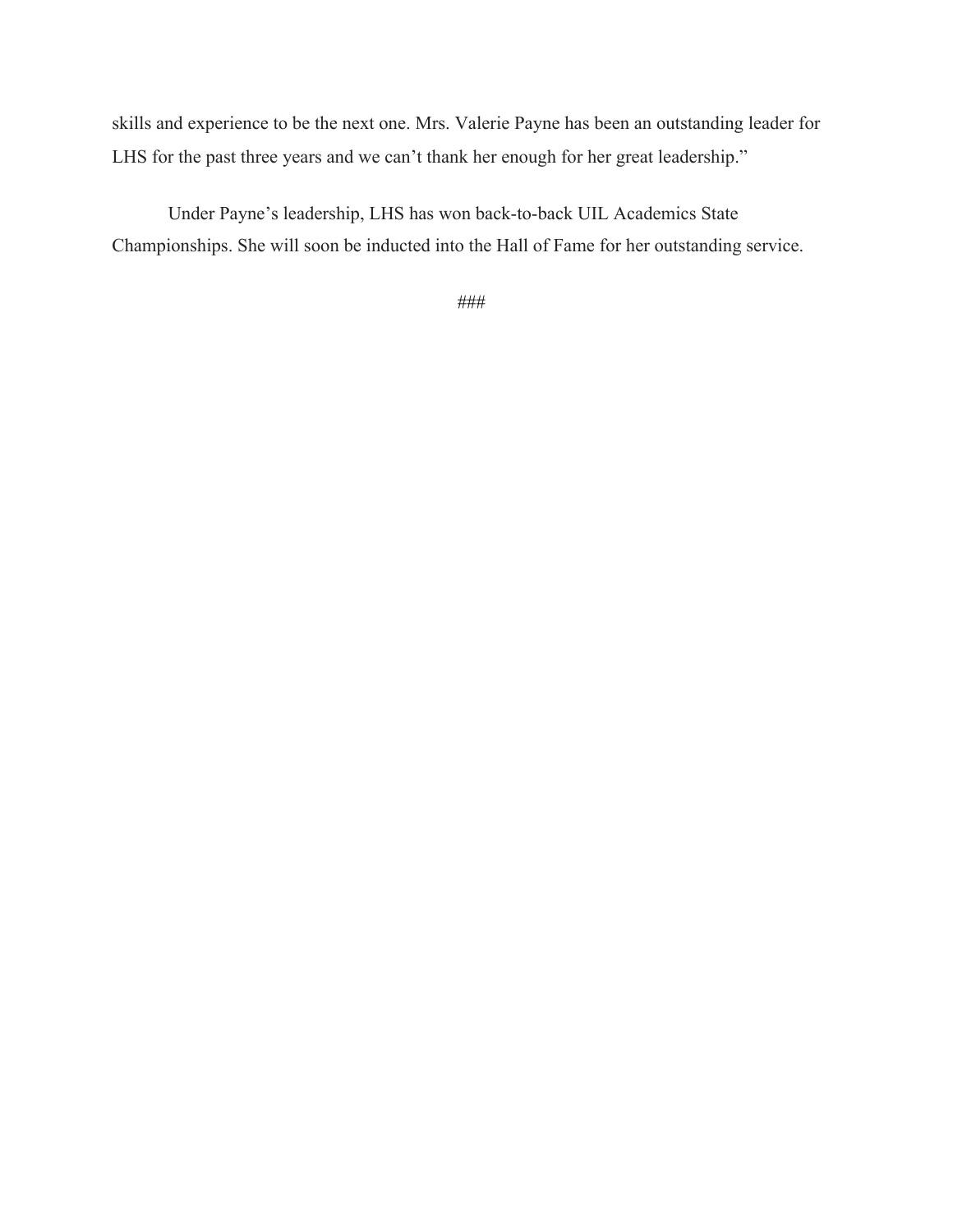skills and experience to be the next one. Mrs. Valerie Payne has been an outstanding leader for LHS for the past three years and we can't thank her enough for her great leadership."

Under Payne's leadership, LHS has won back-to-back UIL Academics State Championships. She will soon be inducted into the Hall of Fame for her outstanding service.

###